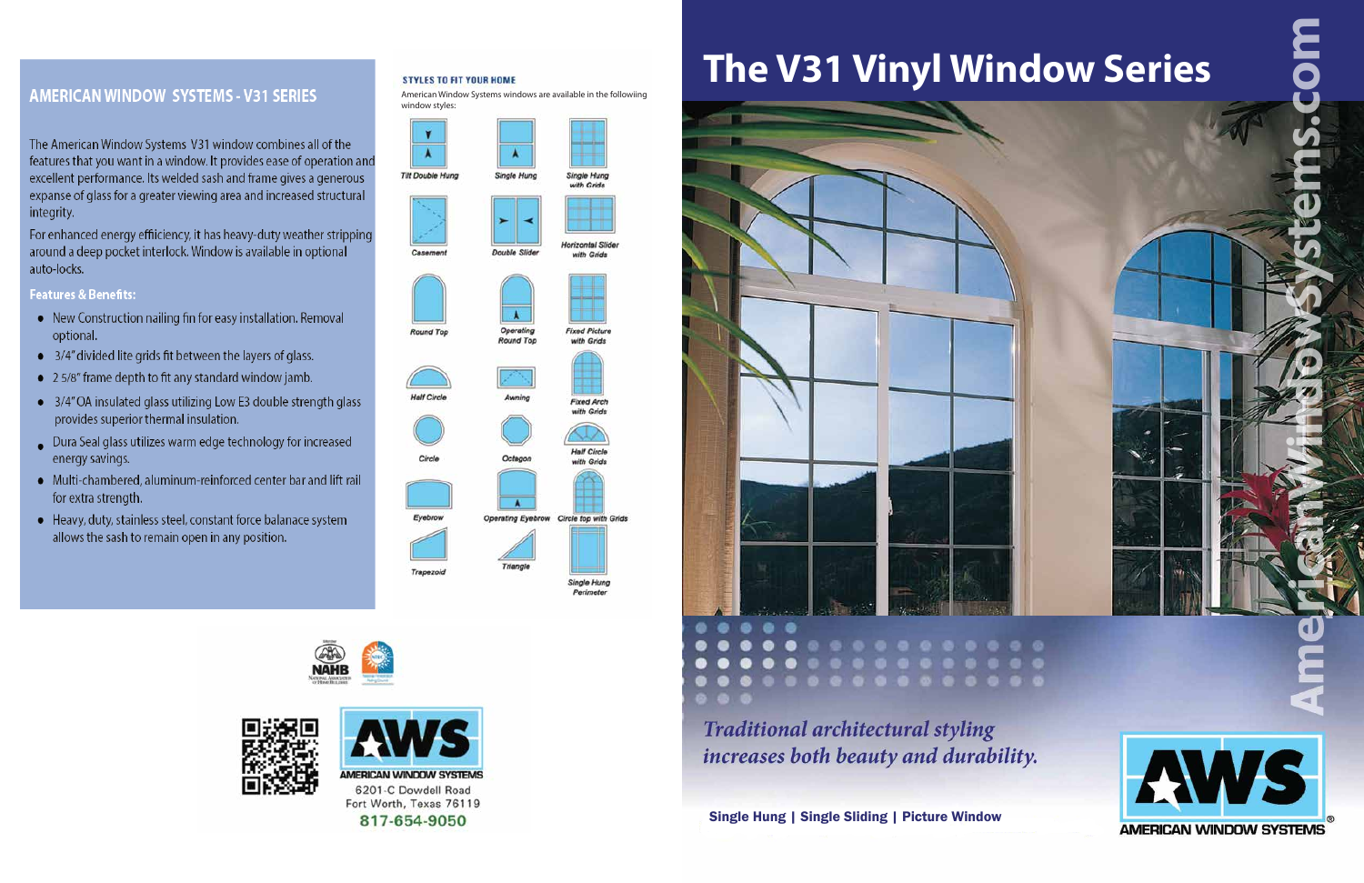## AMERICAN WINDOW SYSTEMS - V31 SERIES

The American Window Systems V31 window combines all of the features that you want in a window. It provides ease of operation and excellent performance. Its welded sash and frame gives a generous expanse of glass for a greater viewing area and increased structural integrity.

For enhanced energy efficiency, it has heavy-duty weather stripping around a deep pocket interlock. Window is available in optional auto-locks.

### Features & Benefits:

- New Construction nailing fin for easy installation. Removal optional.
- 3/4" divided lite grids fit between the layers of glass.
- 2 5/8" frame depth to fit any standard window jamb.
- 3/4" OA insulated glass utilizing Low E3 double strength glass provides superior thermal insulation.
- Dura Seal glass utilizes warm edge technology for increased energy savings.
- Multi-chambered, aluminum-reinforced center bar and lift rail for extra strength.
- Heavy, duty, stainless steel, constant force balanace system allows the sash to remain open in any position.

### STYLES TO FIT YOUR HOME

American Window Systems windows are available in the followiing window styles:

Tilt Double Hung
Single Hung
Single Hung with Grids
Casement
Double Slider
Horizontal Slider with Grids
Round Top
Operating Round Top
Fixed Picture with Grids
Half Circle
Awning
Fixed Arch with Grids
Circle
Octagon
Half Circle with Grids
Eyebrow
Operating Eyebrow
Circle top with Grids
Trapezoid
Triangle
Single Hung Perimeter

NAHB National Association of Home Builders

AWS AMERICAN WINDOW SYSTEMS
6201-C Dowdell Road
Fort Worth, Texas 76119
817-654-9050

# The V31 Vinyl Window Series

AmericanWindowSystems.com

*Traditional architectural styling increases both beauty and durability.*

**Single Hung | Single Sliding | Picture Window**

AWS AMERICAN WINDOW SYSTEMS®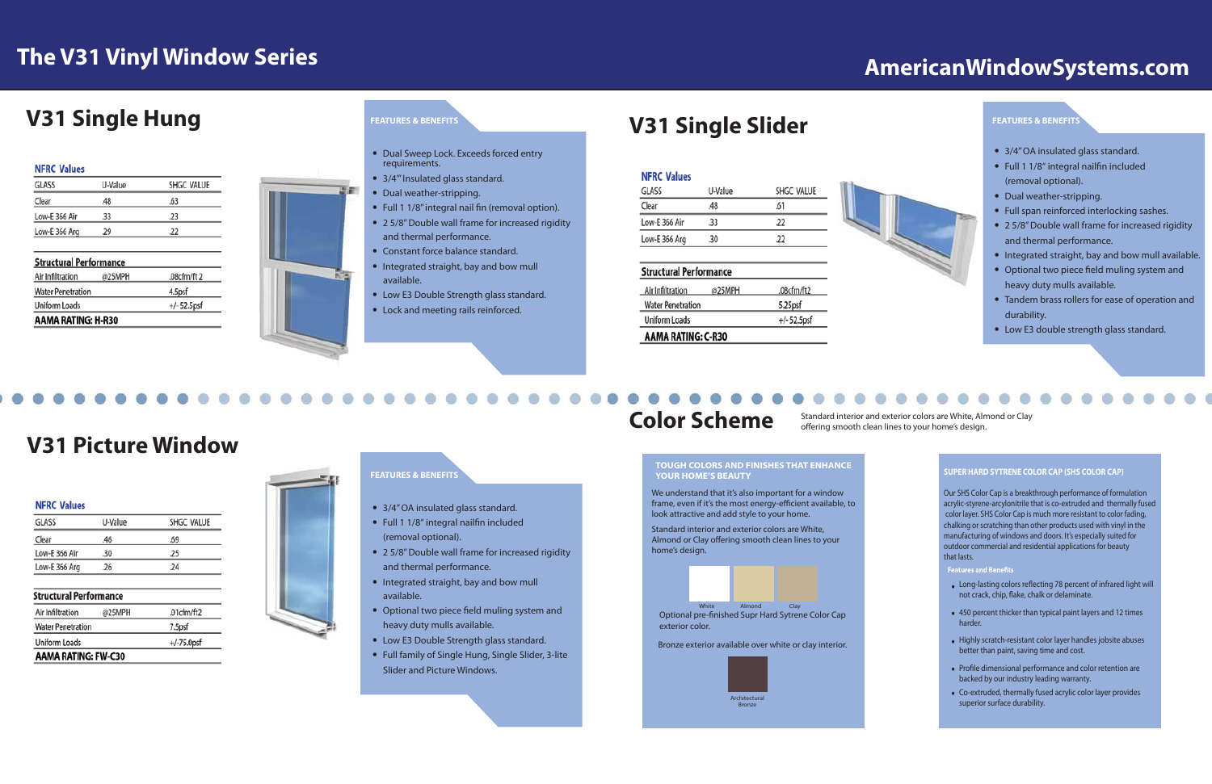# The V31 Vinyl Window Series

AmericanWindowSystems.com

## V31 Single Hung

### NFRC Values

| GLASS | U-Value | SHGC VALUE |
|---|---|---|
| Clear | .48 | .63 |
| Low-E 366 Air | .33 | .23 |
| Low-E 366 Arg | .29 | .22 |

### Structural Performance

| | | |
|---|---|---|
| Air Infiltration | @25MPH | .08cfm/ft 2 |
| Water Penetration | | 4.5psf |
| Uniform Loads | | +/- 52.5psf |

**AAMA RATING: H-R30**

#### FEATURES & BENEFITS

- Dual Sweep Lock. Exceeds forced entry requirements.
- 3/4"' Insulated glass standard.
- Dual weather-stripping.
- Full 1 1/8" integral nail fin (removal option).
- 2 5/8" Double wall frame for increased rigidity and thermal performance.
- Constant force balance standard.
- Integrated straight, bay and bow mull available.
- Low E3 Double Strength glass standard.
- Lock and meeting rails reinforced.

## V31 Single Slider

### NFRC Values

| GLASS | U-Value | SHGC VALUE |
|---|---|---|
| Clear | .48 | .61 |
| Low-E 366 Air | .33 | .22 |
| Low-E 366 Arg | .30 | .22 |

### Structural Performance

| | | |
|---|---|---|
| Air Infiltration | @25MPH | .08cfm/ft2 |
| Water Penetration | | 5.25psf |
| Uniform Loads | | +/- 52.5psf |

**AAMA RATING: C-R30**

#### FEATURES & BENEFITS

- 3/4" OA insulated glass standard.
- Full 1 1/8" integral nailfin included (removal optional).
- Dual weather-stripping.
- Full span reinforced interlocking sashes.
- 2 5/8" Double wall frame for increased rigidity and thermal performance.
- Integrated straight, bay and bow mull available.
- Optional two piece field muling system and heavy duty mulls available.
- Tandem brass rollers for ease of operation and durability.
- Low E3 double strength glass standard.

## V31 Picture Window

### NFRC Values

| GLASS | U-Value | SHGC VALUE |
|---|---|---|
| Clear | .46 | .69 |
| Low-E 366 Air | .30 | .25 |
| Low-E 366 Arg | .26 | .24 |

### Structural Performance

| | | |
|---|---|---|
| Air Infiltration | @25MPH | .01cfm/ft2 |
| Water Penetration | | 7.5psf |
| Uniform Loads | | +/-75.0psf |

**AAMA RATING: FW-C30**

#### FEATURES & BENEFITS

- 3/4" OA insulated glass standard.
- Full 1 1/8" integral nailfin included (removal optional).
- 2 5/8" Double wall frame for increased rigidity and thermal performance.
- Integrated straight, bay and bow mull available.
- Optional two piece field muling system and heavy duty mulls available.
- Low E3 Double Strength glass standard.
- Full family of Single Hung, Single Slider, 3-lite Slider and Picture Windows.

## Color Scheme

Standard interior and exterior colors are White, Almond or Clay offering smooth clean lines to your home's design.

#### TOUGH COLORS AND FINISHES THAT ENHANCE YOUR HOME'S BEAUTY

We understand that it's also important for a window frame, even if it's the most energy-efficient available, to look attractive and add style to your home.

Standard interior and exterior colors are White, Almond or Clay offering smooth clean lines to your home's design.

White Almond Clay

Optional pre-finished Supr Hard Sytrene Color Cap exterior color.

Bronze exterior available over white or clay interior.

Architectural Bronze

#### SUPER HARD SYTRENE COLOR CAP (SHS COLOR CAP)

Our SHS Color Cap is a breakthrough performance of formulation acrylic-styrene-arcylonitrile that is co-extruded and thermally fused color layer. SHS Color Cap is much more resistant to color fading, chalking or scratching than other products used with vinyl in the manufacturing of windows and doors. It's especially suited for outdoor commercial and residential applications for beauty that lasts.

**Features and Benefits**

- Long-lasting colors reflecting 78 percent of infrared light will not crack, chip, flake, chalk or delaminate.
- 450 percent thicker than typical paint layers and 12 times harder.
- Highly scratch-resistant color layer handles jobsite abuses better than paint, saving time and cost.
- Profile dimensional performance and color retention are backed by our industry leading warranty.
- Co-extruded, thermally fused acrylic color layer provides superior surface durability.